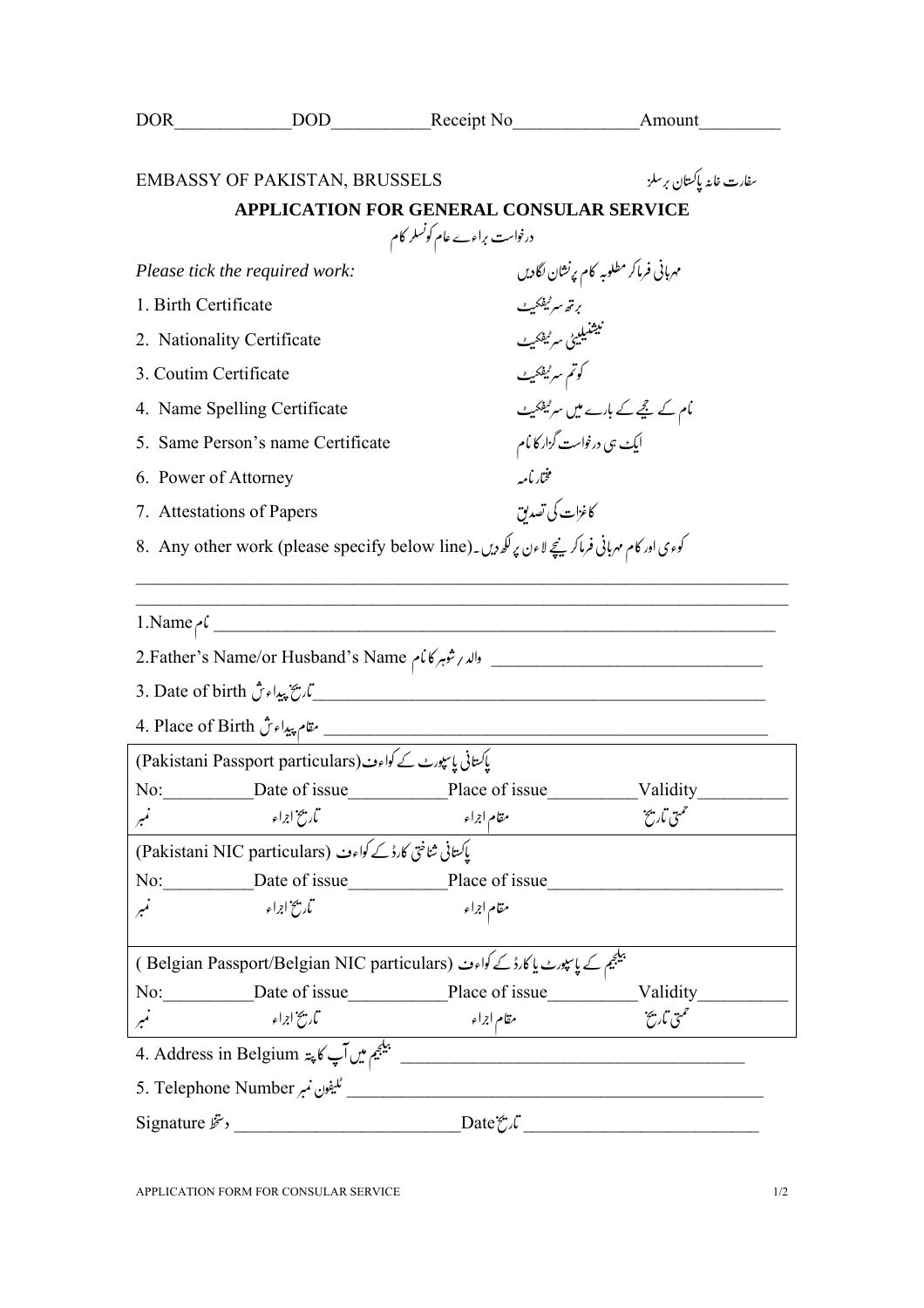DOR_____________DOD___________Receipt No______________Amount_________

EMBASSY OF PAKISTAN, BRUSSELS　　　　　　　　　　سفارت خانہ پاکستان برسلز

## APPLICATION FOR GENERAL CONSULAR SERVICE

درخواست براۓ عام کونسلر کام

*Please tick the required work:*　　　　　　مہربانی فرماکر مطلوبہ کام پرنشان لگادیں

1. Birth Certificate　　　　برتھ سرٹیفکیٹ
2. Nationality Certificate　　　　نیشنیلیٹی سرٹیفکیٹ
3. Coutim Certificate　　　　کوتم سرٹیفکیٹ
4. Name Spelling Certificate　　　　نام کے ہجے کے بارے میں سرٹیفکیٹ
5. Same Person's name Certificate　　　　ایک ہی درخواست گزار کا نام
6. Power of Attorney　　　　مختارنامہ
7. Attestations of Papers　　　　کاغزات کی تصدیق
8. Any other work (please specify below line)کوءی اور کام مہربانی فرماکر نیچے لاءن پر لکھ دیں۔

_____________________________________________________________________________

_____________________________________________________________________________

1.Name نام ______________________________________________________________

2.Father's Name/or Husband's Name والد / شوہر کا نام ________________________________

3. Date of birth تاریخ پیداءش______________________________________________________

4. Place of Birth مقام پیداءش _____________________________________________________

(Pakistani Passport particulars)پاکستانی پاسپورٹ کے کواءف

No:__________Date of issue___________Place of issue__________Validity__________

نمبر　　　　　تاریخ اجراء　　　　　مقام اجراء　　　　　حتمی تاریخ

(Pakistani NIC particulars) پاکستانی شناختی کارڈ کے کواءف

No:__________Date of issue___________Place of issue__________________________

نمبر　　　　　تاریخ اجراء　　　　　مقام اجراء

( Belgian Passport/Belgian NIC particulars) بیلجیم کے پاسپورٹ یا کارڈ کے کواءف

No:__________Date of issue___________Place of issue__________Validity__________

نمبر　　　　　تاریخ اجراء　　　　　مقام اجراء　　　　　حتمی تاریخ

4. Address in Belgium بیلجیم میں آپ کا پتہ _______________________________________

5. Telephone Number ٹیلیفون نمبر _______________________________________________

Signature دستخط _________________________Date تاریخ __________________________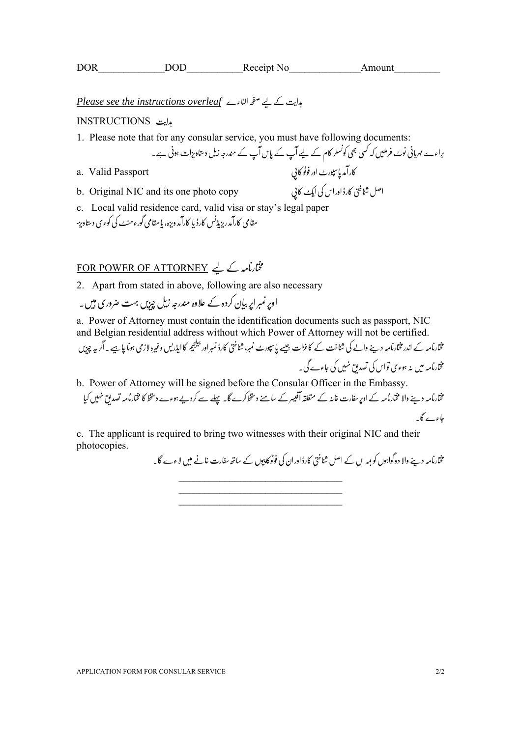DOR_____________DOD___________Receipt No______________Amount_________

*Please see the instructions overleaf* ہدایت کے لیے صفحہ الٹاءے

INSTRUCTIONS ہدایت

1. Please note that for any consular service, you must have following documents:

براءے مہربانی نوٹ فرملیں کہ کسی بھی کونسلر کام کے لیے آپ کے پاس آپ کے مندرجہ زیل دستاویزات ہونی ہے۔

a. Valid Passport کارآمد پاسپورٹ اور فوٹو کاپی

b. Original NIC and its one photo copy اصل شناختی کارڈ اور اس کی ایک کاپی

c. Local valid residence card, valid visa or stay's legal paper

مقامی کارآمد ریزیڈنس کارڈ یا کارآمد ویزہ، یا مقامی گورءمنٹ کی کوءی دستاویز۔

## FOR POWER OF ATTORNEY مختارنامہ کے لیے

2. Apart from stated in above, following are also necessary

اوپر نمبر اپر بیان کردہ کے علاوہ مندرجہ زیل چیزیں بہت ضروری ہیں۔

a. Power of Attorney must contain the identification documents such as passport, NIC and Belgian residential address without which Power of Attorney will not be certified.

مختارنامہ کے اندر مختارنامہ دینے والے کی شناخت کے کاغزات جیسے پاسپورٹ نمبر، شناختی کارڈ نمبر اور بیلجیم کا ایڈریس وغیرہ لازمی ہونا چاہیے۔ اگر یہ چیزیں مختارنامہ میں نہ ہوءی تو اس کی تصدیق نہیں کی جاءے گی۔

b. Power of Attorney will be signed before the Consular Officer in the Embassy.

مختارنامہ دینے والا مختارنامہ کے اوپر سفارت خانہ کے متعلقہ آفیسر کے سامنے دستخط کرے گا۔ پہلے سے کردیے ہوءے دستخط کا مختارنامہ تصدیق نہیں کیا جاءے گا۔

c. The applicant is required to bring two witnesses with their original NIC and their photocopies.

مختارنامہ دینے والا دو گواہوں کو بمہ ان کے اصل شناختی کارڈ اور ان کی فوٹوکاپیوں کے ساتھ سفارت خانے میں لاءے گا۔

_________________________________

_________________________________

_________________________________